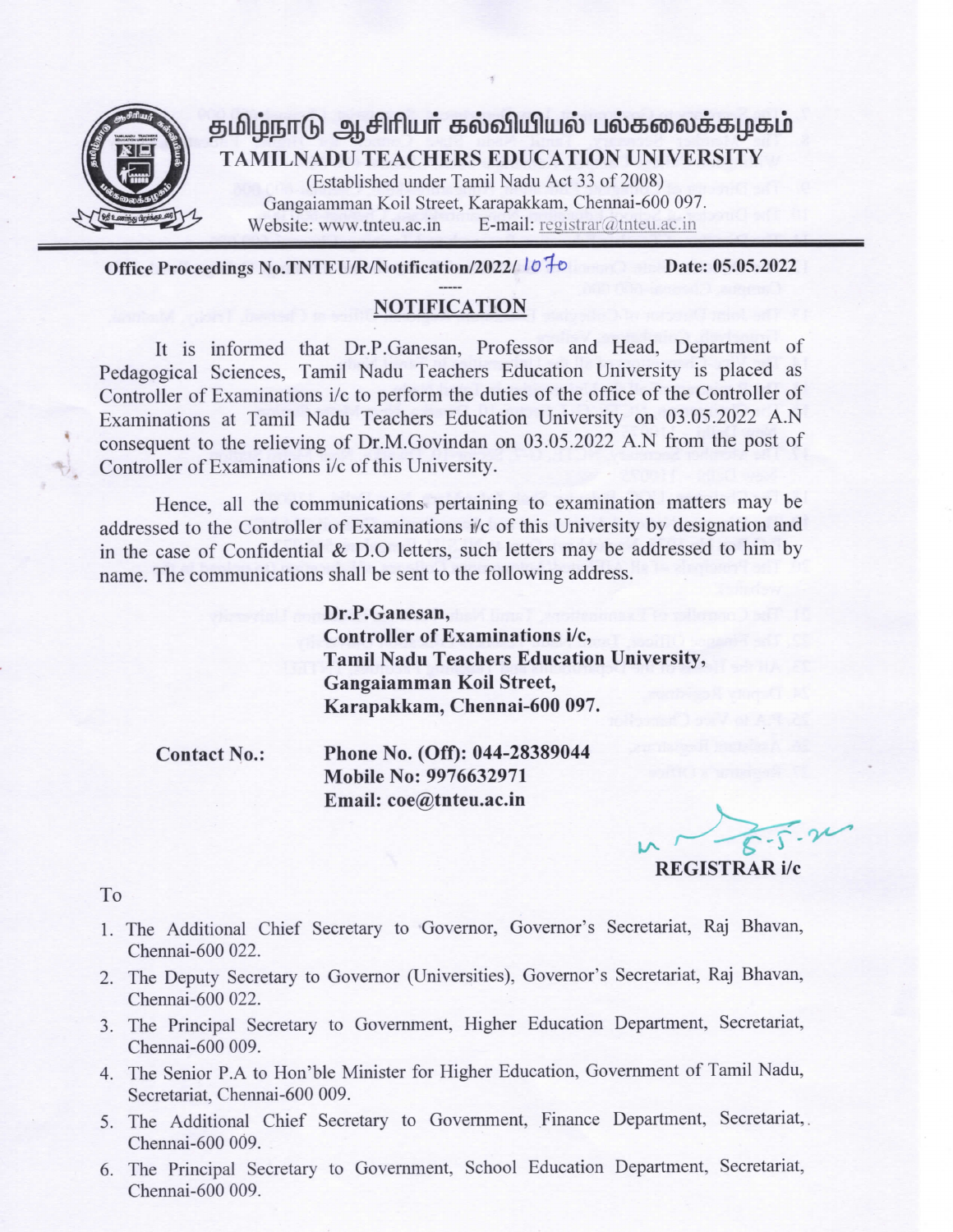# தமிழ்நாடு ஆசிரியர் கல்வியியல் பல்கலைக்கழகம்

## TAMILNADU TEACHERS EDUCATION UNIVERSITY

(Established under Tamil Nadu Act 33 of 2008)
Gangaiamman Koil Street, Karapakkam, Chennai-600 097.
Website: www.tnteu.ac.in E-mail: registrar@tnteu.ac.in

**Office Proceedings No.TNTEU/R/Notification/2022/1070** **Date: 05.05.2022**

-----

## NOTIFICATION

It is informed that Dr.P.Ganesan, Professor and Head, Department of Pedagogical Sciences, Tamil Nadu Teachers Education University is placed as Controller of Examinations i/c to perform the duties of the office of the Controller of Examinations at Tamil Nadu Teachers Education University on 03.05.2022 A.N consequent to the relieving of Dr.M.Govindan on 03.05.2022 A.N from the post of Controller of Examinations i/c of this University.

Hence, all the communications pertaining to examination matters may be addressed to the Controller of Examinations i/c of this University by designation and in the case of Confidential & D.O letters, such letters may be addressed to him by name. The communications shall be sent to the following address.

**Dr.P.Ganesan,**
**Controller of Examinations i/c,**
**Tamil Nadu Teachers Education University,**
**Gangaiamman Koil Street,**
**Karapakkam, Chennai-600 097.**

**Contact No.:** **Phone No. (Off): 044-28389044**
**Mobile No: 9976632971**
**Email: coe@tnteu.ac.in**

Sd/- 5-5-22

**REGISTRAR i/c**

To

1. The Additional Chief Secretary to Governor, Governor's Secretariat, Raj Bhavan, Chennai-600 022.
2. The Deputy Secretary to Governor (Universities), Governor's Secretariat, Raj Bhavan, Chennai-600 022.
3. The Principal Secretary to Government, Higher Education Department, Secretariat, Chennai-600 009.
4. The Senior P.A to Hon'ble Minister for Higher Education, Government of Tamil Nadu, Secretariat, Chennai-600 009.
5. The Additional Chief Secretary to Government, Finance Department, Secretariat, Chennai-600 009.
6. The Principal Secretary to Government, School Education Department, Secretariat, Chennai-600 009.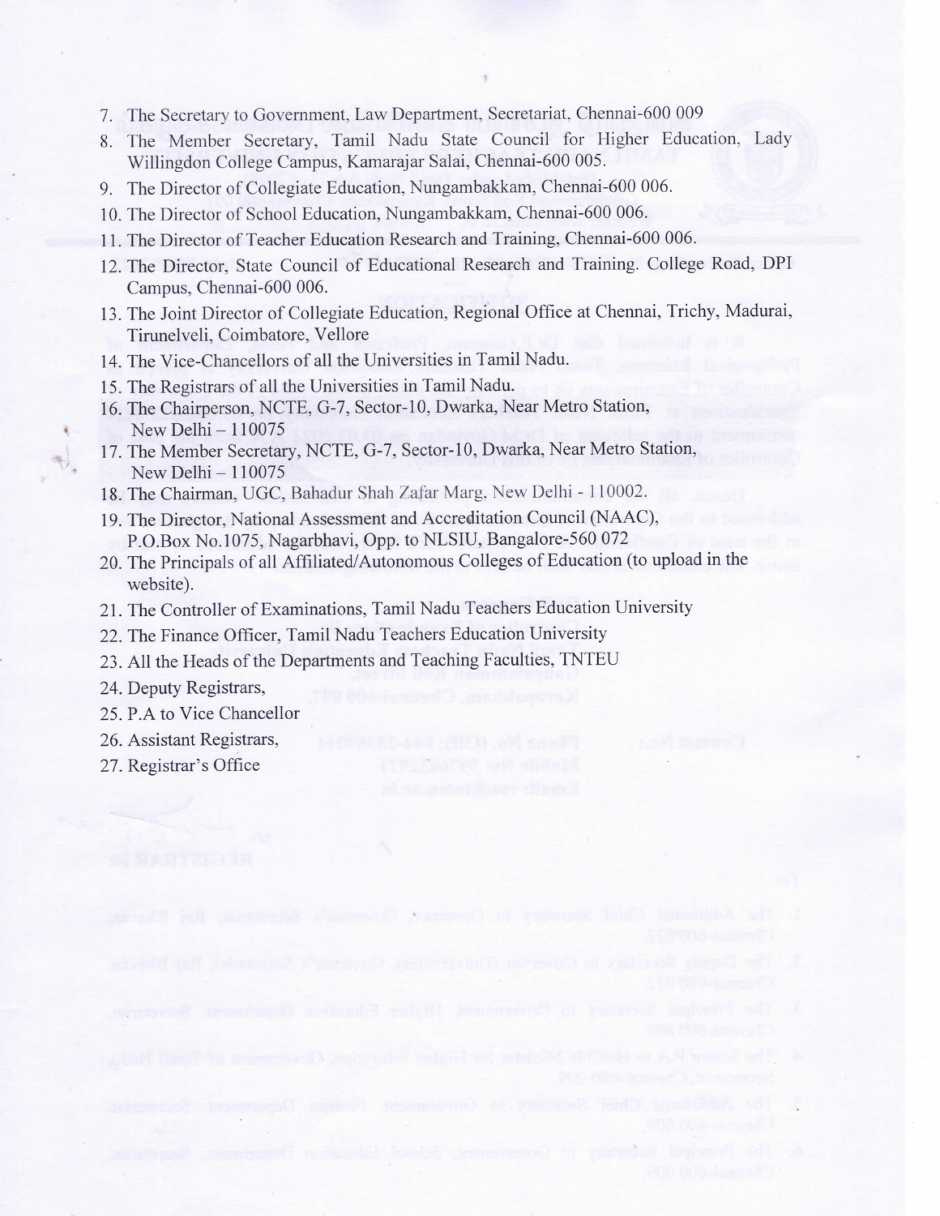7. The Secretary to Government, Law Department, Secretariat, Chennai-600 009
8. The Member Secretary, Tamil Nadu State Council for Higher Education, Lady Willingdon College Campus, Kamarajar Salai, Chennai-600 005.
9. The Director of Collegiate Education, Nungambakkam, Chennai-600 006.
10. The Director of School Education, Nungambakkam, Chennai-600 006.
11. The Director of Teacher Education Research and Training, Chennai-600 006.
12. The Director, State Council of Educational Research and Training. College Road, DPI Campus, Chennai-600 006.
13. The Joint Director of Collegiate Education, Regional Office at Chennai, Trichy, Madurai, Tirunelveli, Coimbatore, Vellore
14. The Vice-Chancellors of all the Universities in Tamil Nadu.
15. The Registrars of all the Universities in Tamil Nadu.
16. The Chairperson, NCTE, G-7, Sector-10, Dwarka, Near Metro Station, New Delhi – 110075
17. The Member Secretary, NCTE, G-7, Sector-10, Dwarka, Near Metro Station, New Delhi – 110075
18. The Chairman, UGC, Bahadur Shah Zafar Marg, New Delhi - 110002.
19. The Director, National Assessment and Accreditation Council (NAAC), P.O.Box No.1075, Nagarbhavi, Opp. to NLSIU, Bangalore-560 072
20. The Principals of all Affiliated/Autonomous Colleges of Education (to upload in the website).
21. The Controller of Examinations, Tamil Nadu Teachers Education University
22. The Finance Officer, Tamil Nadu Teachers Education University
23. All the Heads of the Departments and Teaching Faculties, TNTEU
24. Deputy Registrars,
25. P.A to Vice Chancellor
26. Assistant Registrars,
27. Registrar's Office